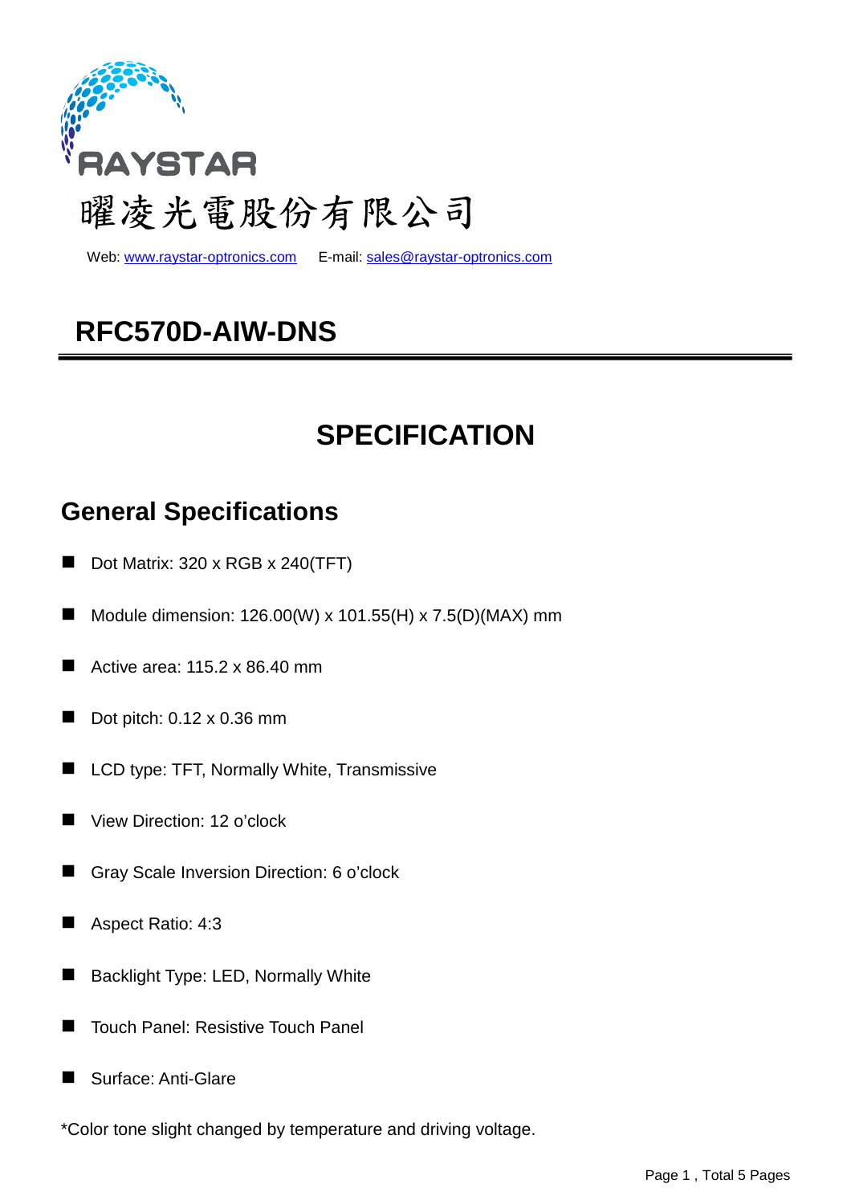RAYSTAR

曜凌光電股份有限公司

Web: www.raystar-optronics.com E-mail: sales@raystar-optronics.com

# RFC570D-AIW-DNS

# SPECIFICATION

## General Specifications

- Dot Matrix: 320 x RGB x 240(TFT)
- Module dimension: 126.00(W) x 101.55(H) x 7.5(D)(MAX) mm
- Active area: 115.2 x 86.40 mm
- Dot pitch: 0.12 x 0.36 mm
- LCD type: TFT, Normally White, Transmissive
- View Direction: 12 o'clock
- Gray Scale Inversion Direction: 6 o'clock
- Aspect Ratio: 4:3
- Backlight Type: LED, Normally White
- Touch Panel: Resistive Touch Panel
- Surface: Anti-Glare

*Color tone slight changed by temperature and driving voltage.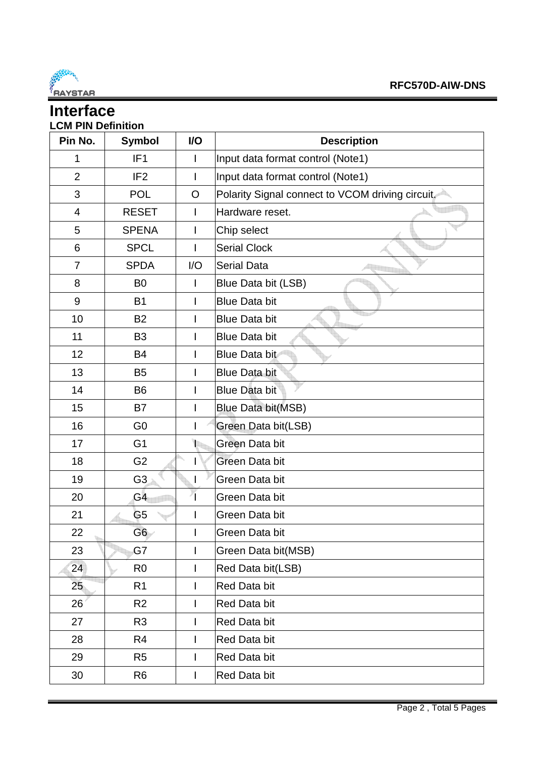# Interface

### LCM PIN Definition

| Pin No. | Symbol | I/O | Description |
|---|---|---|---|
| 1 | IF1 | I | Input data format control (Note1) |
| 2 | IF2 | I | Input data format control (Note1) |
| 3 | POL | O | Polarity Signal connect to VCOM driving circuit. |
| 4 | RESET | I | Hardware reset. |
| 5 | SPENA | I | Chip select |
| 6 | SPCL | I | Serial Clock |
| 7 | SPDA | I/O | Serial Data |
| 8 | B0 | I | Blue Data bit (LSB) |
| 9 | B1 | I | Blue Data bit |
| 10 | B2 | I | Blue Data bit |
| 11 | B3 | I | Blue Data bit |
| 12 | B4 | I | Blue Data bit |
| 13 | B5 | I | Blue Data bit |
| 14 | B6 | I | Blue Data bit |
| 15 | B7 | I | Blue Data bit(MSB) |
| 16 | G0 | I | Green Data bit(LSB) |
| 17 | G1 | I | Green Data bit |
| 18 | G2 | I | Green Data bit |
| 19 | G3 | I | Green Data bit |
| 20 | G4 | I | Green Data bit |
| 21 | G5 | I | Green Data bit |
| 22 | G6 | I | Green Data bit |
| 23 | G7 | I | Green Data bit(MSB) |
| 24 | R0 | I | Red Data bit(LSB) |
| 25 | R1 | I | Red Data bit |
| 26 | R2 | I | Red Data bit |
| 27 | R3 | I | Red Data bit |
| 28 | R4 | I | Red Data bit |
| 29 | R5 | I | Red Data bit |
| 30 | R6 | I | Red Data bit |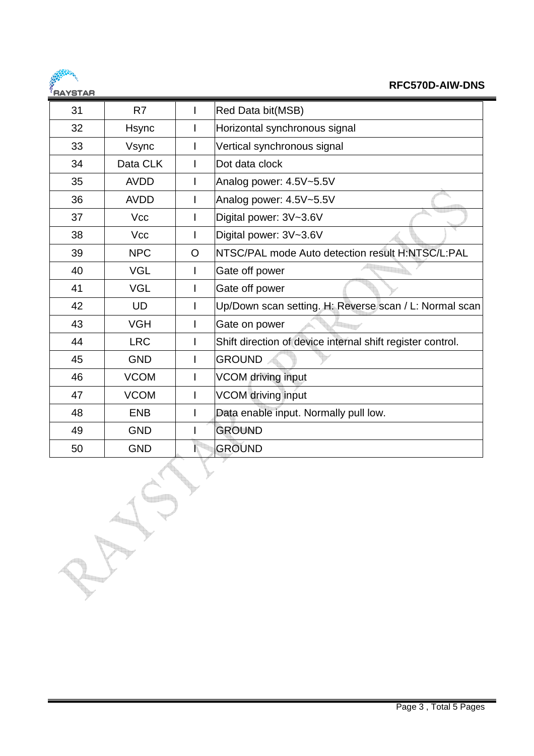| 31 | R7 | I | Red Data bit(MSB) |
|---|---|---|---|
| 32 | Hsync | I | Horizontal synchronous signal |
| 33 | Vsync | I | Vertical synchronous signal |
| 34 | Data CLK | I | Dot data clock |
| 35 | AVDD | I | Analog power: 4.5V~5.5V |
| 36 | AVDD | I | Analog power: 4.5V~5.5V |
| 37 | Vcc | I | Digital power: 3V~3.6V |
| 38 | Vcc | I | Digital power: 3V~3.6V |
| 39 | NPC | O | NTSC/PAL mode Auto detection result H:NTSC/L:PAL |
| 40 | VGL | I | Gate off power |
| 41 | VGL | I | Gate off power |
| 42 | UD | I | Up/Down scan setting. H: Reverse scan / L: Normal scan |
| 43 | VGH | I | Gate on power |
| 44 | LRC | I | Shift direction of device internal shift register control. |
| 45 | GND | I | GROUND |
| 46 | VCOM | I | VCOM driving input |
| 47 | VCOM | I | VCOM driving input |
| 48 | ENB | I | Data enable input. Normally pull low. |
| 49 | GND | I | GROUND |
| 50 | GND | I | GROUND |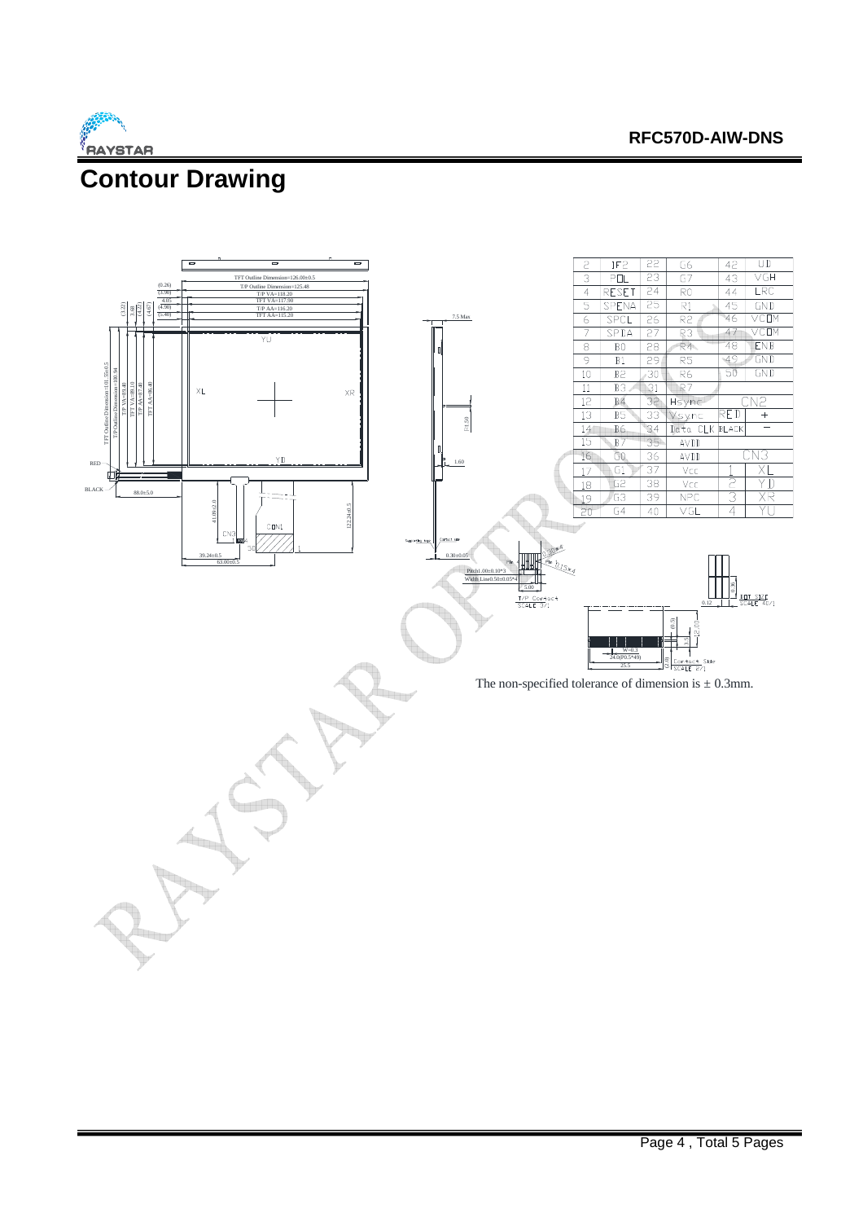# Contour Drawing

| | | | | | |
|---|---|---|---|---|---|
| 2 | IF2 | 22 | G6 | 42 | UD |
| 3 | POL | 23 | G7 | 43 | VGH |
| 4 | RESET | 24 | R0 | 44 | LRC |
| 5 | SPENA | 25 | R1 | 45 | GND |
| 6 | SPCL | 26 | R2 | 46 | VCOM |
| 7 | SPDA | 27 | R3 | 47 | VCOM |
| 8 | B0 | 28 | R4 | 48 | ENB |
| 9 | B1 | 29 | R5 | 49 | GND |
| 10 | B2 | 30 | R6 | 50 | GND |
| 11 | B3 | 31 | R7 | | |
| 12 | B4 | 32 | Hsync | CN2 | |
| 13 | B5 | 33 | Vsync | RED | + |
| 14 | B6 | 34 | Data CLK | BLACK | − |
| 15 | B7 | 35 | AVDD | | |
| 16 | G0 | 36 | AVDD | CN3 | |
| 17 | G1 | 37 | Vcc | 1 | XL |
| 18 | G2 | 38 | Vcc | 2 | YD |
| 19 | G3 | 39 | NPC | 3 | XR |
| 20 | G4 | 40 | VGL | 4 | YU |

The non-specified tolerance of dimension is ± 0.3mm.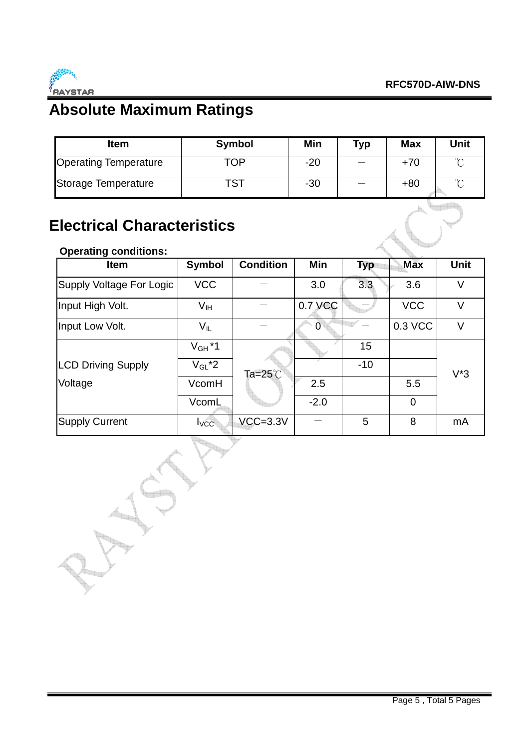## Absolute Maximum Ratings

| Item | Symbol | Min | Typ | Max | Unit |
|---|---|---|---|---|---|
| Operating Temperature | TOP | -20 | — | +70 | ℃ |
| Storage Temperature | TST | -30 | — | +80 | ℃ |

## Electrical Characteristics

**Operating conditions:**

| Item | Symbol | Condition | Min | Typ | Max | Unit |
|---|---|---|---|---|---|---|
| Supply Voltage For Logic | VCC | — | 3.0 | 3.3 | 3.6 | V |
| Input High Volt. | $V_{IH}$ | — | 0.7 VCC | — | VCC | V |
| Input Low Volt. | $V_{IL}$ | — | 0 | — | 0.3 VCC | V |
| LCD Driving Supply Voltage | $V_{GH}$ *1 | Ta=25℃ | | 15 | | V*3 |
| | $V_{GL}$*2 | | | -10 | | |
| | VcomH | | 2.5 | | 5.5 | |
| | VcomL | | -2.0 | | 0 | |
| Supply Current | $I_{VCC}$ | VCC=3.3V | — | 5 | 8 | mA |